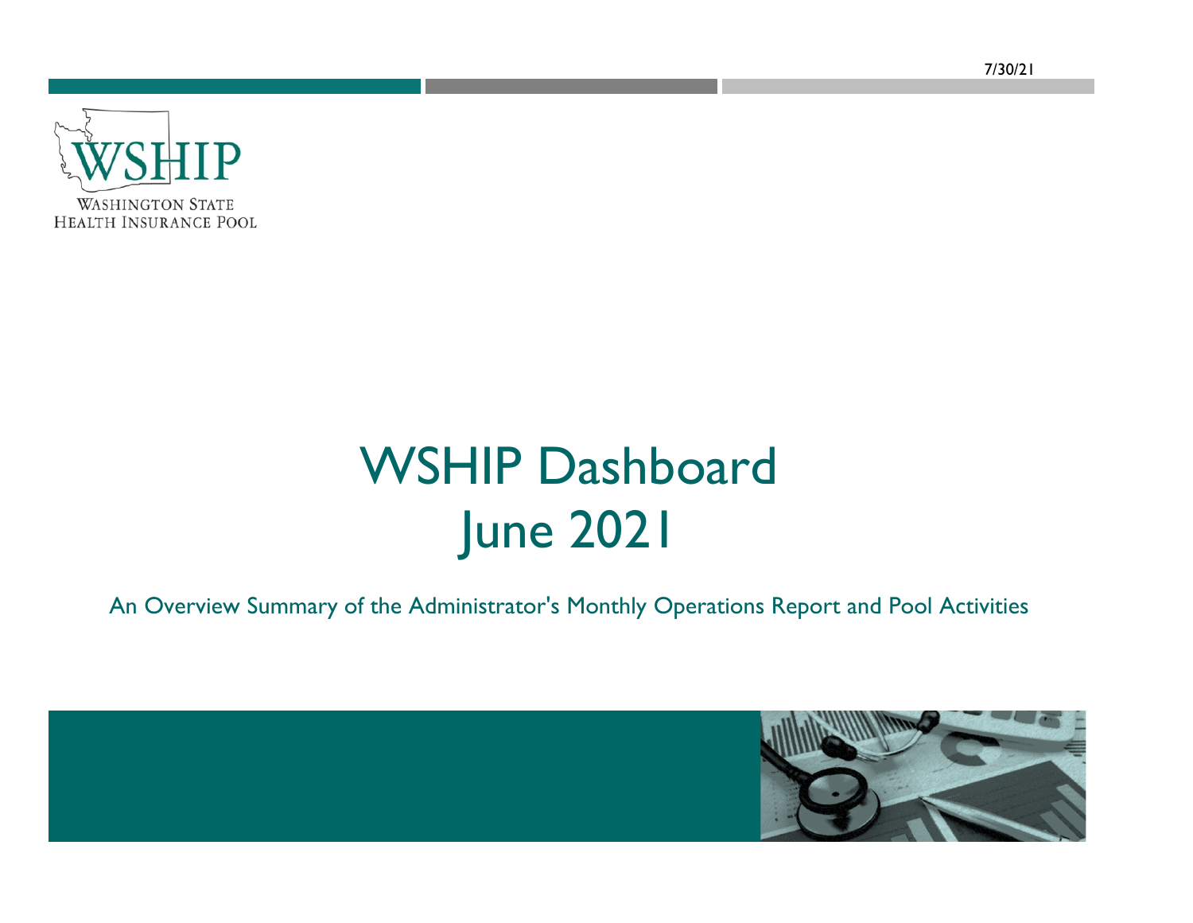7/30/21

WSHIP

WASHINGTON STATE
HEALTH INSURANCE POOL

# WSHIP Dashboard
# June 2021

An Overview Summary of the Administrator's Monthly Operations Report and Pool Activities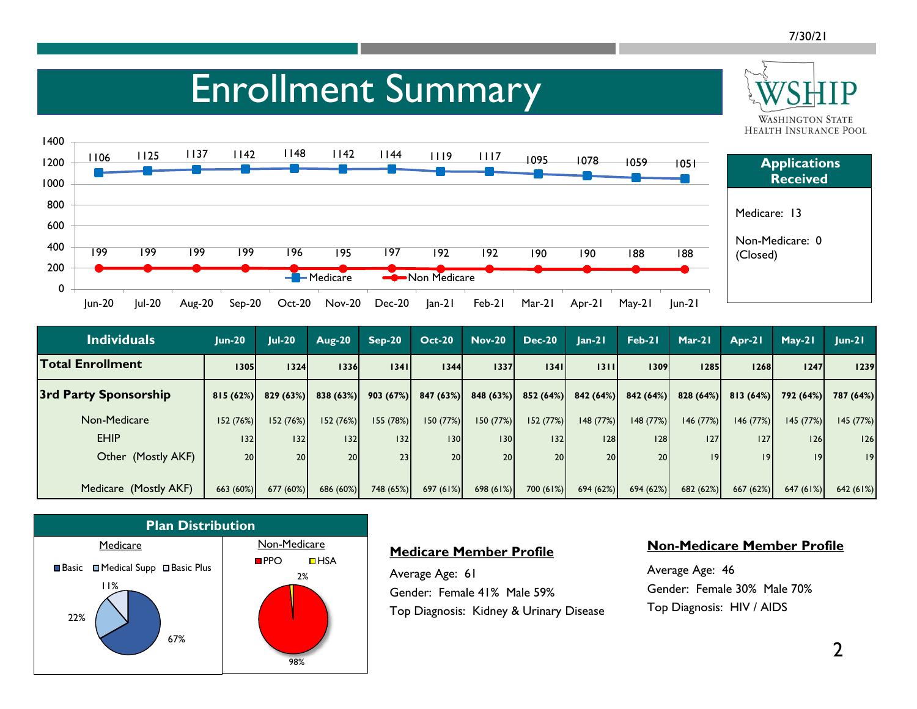# Enrollment Summary

WSHIP — Washington State Health Insurance Pool

| | Jun-20 | Jul-20 | Aug-20 | Sep-20 | Oct-20 | Nov-20 | Dec-20 | Jan-21 | Feb-21 | Mar-21 | Apr-21 | May-21 | Jun-21 |
|---|---|---|---|---|---|---|---|---|---|---|---|---|---|
| Medicare | 1106 | 1125 | 1137 | 1142 | 1148 | 1142 | 1144 | 1119 | 1117 | 1095 | 1078 | 1059 | 1051 |
| Non Medicare | 199 | 199 | 199 | 199 | 196 | 195 | 197 | 192 | 192 | 190 | 190 | 188 | 188 |

## Applications Received

Medicare: 13

Non-Medicare: 0 (Closed)

| Individuals | Jun-20 | Jul-20 | Aug-20 | Sep-20 | Oct-20 | Nov-20 | Dec-20 | Jan-21 | Feb-21 | Mar-21 | Apr-21 | May-21 | Jun-21 |
|---|---|---|---|---|---|---|---|---|---|---|---|---|---|
| **Total Enrollment** | 1305 | 1324 | 1336 | 1341 | 1344 | 1337 | 1341 | 1311 | 1309 | 1285 | 1268 | 1247 | 1239 |
| **3rd Party Sponsorship** | 815 (62%) | 829 (63%) | 838 (63%) | 903 (67%) | 847 (63%) | 848 (63%) | 852 (64%) | 842 (64%) | 842 (64%) | 828 (64%) | 813 (64%) | 792 (64%) | 787 (64%) |
| Non-Medicare | 152 (76%) | 152 (76%) | 152 (76%) | 155 (78%) | 150 (77%) | 150 (77%) | 152 (77%) | 148 (77%) | 148 (77%) | 146 (77%) | 146 (77%) | 145 (77%) | 145 (77%) |
| EHIP | 132 | 132 | 132 | 132 | 130 | 130 | 132 | 128 | 128 | 127 | 127 | 126 | 126 |
| Other (Mostly AKF) | 20 | 20 | 20 | 23 | 20 | 20 | 20 | 20 | 20 | 19 | 19 | 19 | 19 |
| Medicare (Mostly AKF) | 663 (60%) | 677 (60%) | 686 (60%) | 748 (65%) | 697 (61%) | 698 (61%) | 700 (61%) | 694 (62%) | 694 (62%) | 682 (62%) | 667 (62%) | 647 (61%) | 642 (61%) |

## Plan Distribution

| Medicare | | Non-Medicare | |
|---|---|---|---|
| Basic | 67% | PPO | 98% |
| Medical Supp | 22% | HSA | 2% |
| Basic Plus | 11% | | |

## Medicare Member Profile

Average Age: 61

Gender: Female 41% Male 59%

Top Diagnosis: Kidney & Urinary Disease

## Non-Medicare Member Profile

Average Age: 46

Gender: Female 30% Male 70%

Top Diagnosis: HIV / AIDS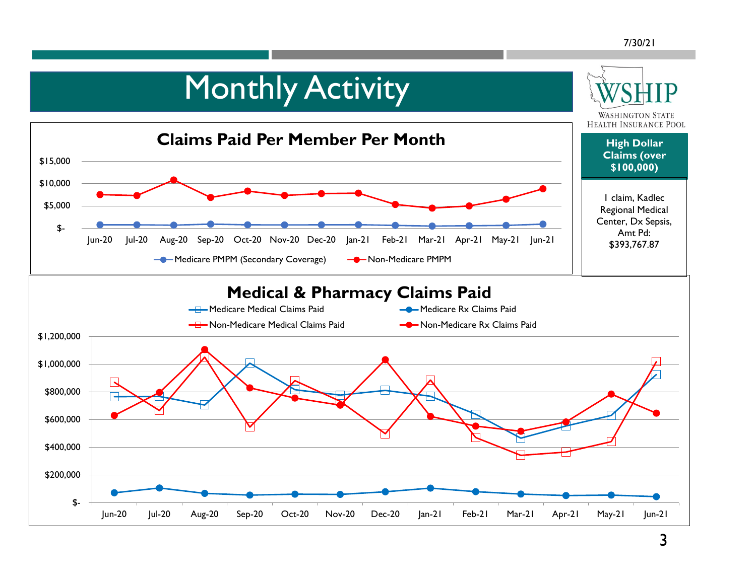# Monthly Activity

WSHIP — Washington State Health Insurance Pool

## Claims Paid Per Member Per Month

Series: Medicare PMPM (Secondary Coverage); Non-Medicare PMPM

Months: Jun-20, Jul-20, Aug-20, Sep-20, Oct-20, Nov-20, Dec-20, Jan-21, Feb-21, Mar-21, Apr-21, May-21, Jun-21

Y-axis: $-, $5,000, $10,000, $15,000

## High Dollar Claims (over $100,000)

1 claim, Kadlec Regional Medical Center, Dx Sepsis, Amt Pd: $393,767.87

## Medical & Pharmacy Claims Paid

Series: Medicare Medical Claims Paid; Medicare Rx Claims Paid; Non-Medicare Medical Claims Paid; Non-Medicare Rx Claims Paid

Months: Jun-20, Jul-20, Aug-20, Sep-20, Oct-20, Nov-20, Dec-20, Jan-21, Feb-21, Mar-21, Apr-21, May-21, Jun-21

Y-axis: $-, $200,000, $400,000, $600,000, $800,000, $1,000,000, $1,200,000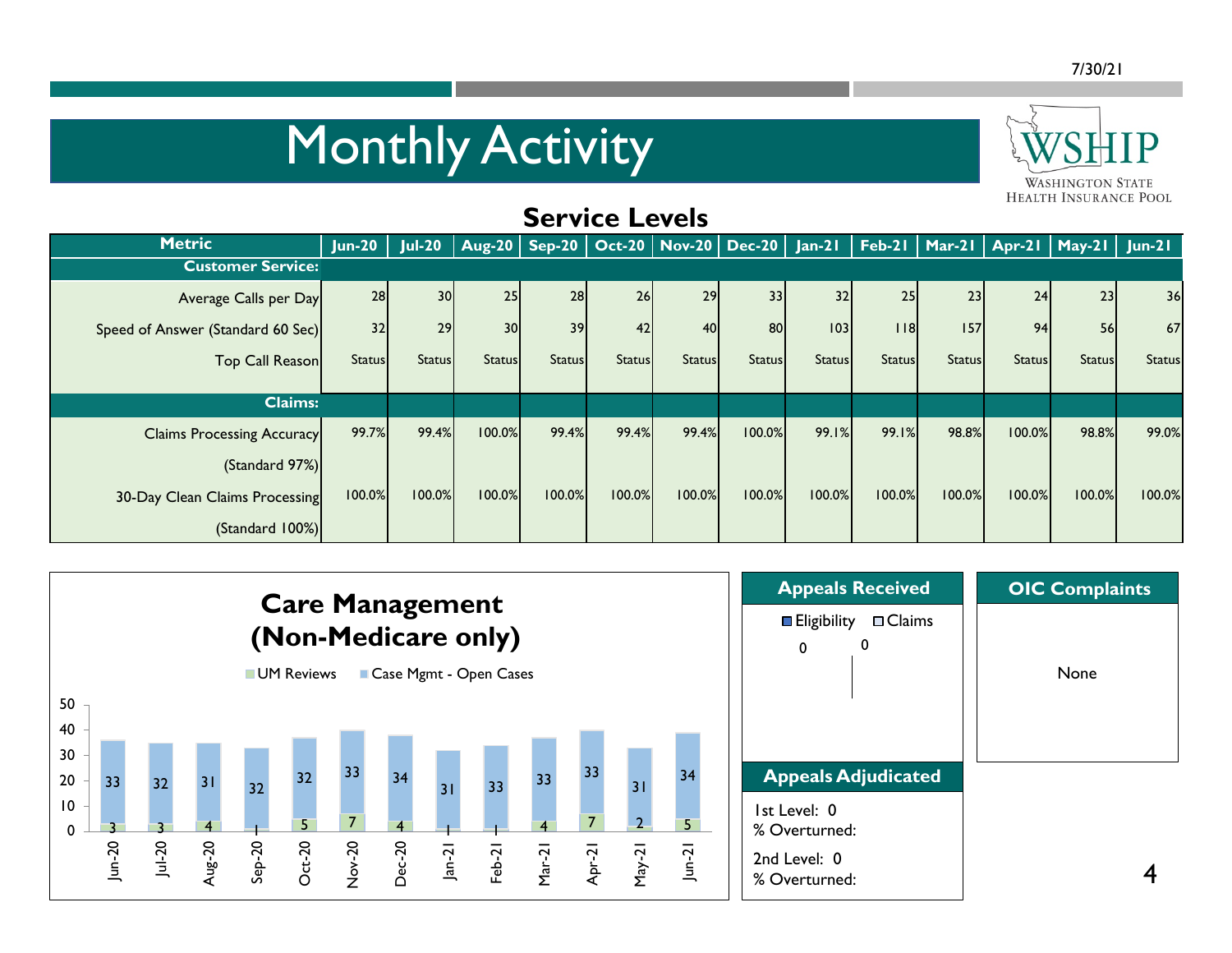# Monthly Activity

WSHIP
Washington State Health Insurance Pool

## Service Levels

| Metric | Jun-20 | Jul-20 | Aug-20 | Sep-20 | Oct-20 | Nov-20 | Dec-20 | Jan-21 | Feb-21 | Mar-21 | Apr-21 | May-21 | Jun-21 |
|---|---|---|---|---|---|---|---|---|---|---|---|---|---|
| **Customer Service:** | | | | | | | | | | | | | |
| Average Calls per Day | 28 | 30 | 25 | 28 | 26 | 29 | 33 | 32 | 25 | 23 | 24 | 23 | 36 |
| Speed of Answer (Standard 60 Sec) | 32 | 29 | 30 | 39 | 42 | 40 | 80 | 103 | 118 | 157 | 94 | 56 | 67 |
| Top Call Reason | Status | Status | Status | Status | Status | Status | Status | Status | Status | Status | Status | Status | Status |
| **Claims:** | | | | | | | | | | | | | |
| Claims Processing Accuracy (Standard 97%) | 99.7% | 99.4% | 100.0% | 99.4% | 99.4% | 99.4% | 100.0% | 99.1% | 99.1% | 98.8% | 100.0% | 98.8% | 99.0% |
| 30-Day Clean Claims Processing (Standard 100%) | 100.0% | 100.0% | 100.0% | 100.0% | 100.0% | 100.0% | 100.0% | 100.0% | 100.0% | 100.0% | 100.0% | 100.0% | 100.0% |

## Care Management (Non-Medicare only)

| Month | UM Reviews | Case Mgmt - Open Cases |
|---|---|---|
| Jun-20 | 3 | 33 |
| Jul-20 | 3 | 32 |
| Aug-20 | 4 | 31 |
| Sep-20 | 1 | 32 |
| Oct-20 | 5 | 32 |
| Nov-20 | 7 | 33 |
| Dec-20 | 4 | 34 |
| Jan-21 | 1 | 31 |
| Feb-21 | 1 | 33 |
| Mar-21 | 4 | 33 |
| Apr-21 | 7 | 33 |
| May-21 | 2 | 31 |
| Jun-21 | 5 | 34 |

## Appeals Received

Eligibility: 0
Claims: 0

## Appeals Adjudicated

1st Level: 0
% Overturned:

2nd Level: 0
% Overturned:

## OIC Complaints

None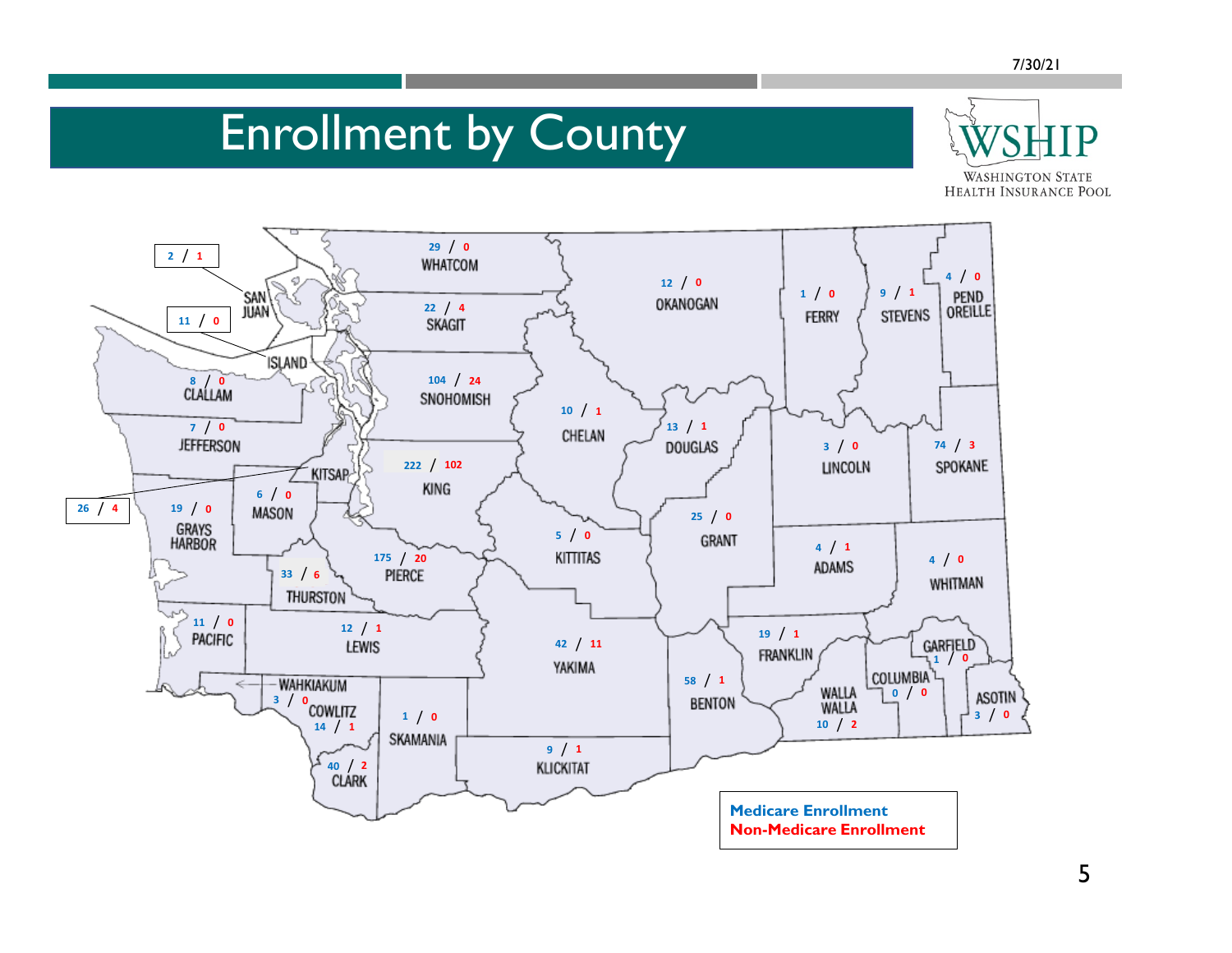# Enrollment by County

WSHIP
WASHINGTON STATE
HEALTH INSURANCE POOL

SAN JUAN 2 / 1
ISLAND 11 / 0
WHATCOM 29 / 0
SKAGIT 22 / 4
SNOHOMISH 104 / 24
CLALLAM 8 / 0
JEFFERSON 7 / 0
KITSAP 26 / 4
MASON 6 / 0
GRAYS HARBOR 19 / 0
KING 222 / 102
PIERCE 175 / 20
THURSTON 33 / 6
PACIFIC 11 / 0
LEWIS 12 / 1
WAHKIAKUM 3 / 0
COWLITZ 14 / 1
CLARK 40 / 2
SKAMANIA 1 / 0
OKANOGAN 12 / 0
CHELAN 10 / 1
DOUGLAS 13 / 1
KITTITAS 5 / 0
YAKIMA 42 / 11
KLICKITAT 9 / 1
BENTON 58 / 1
GRANT 25 / 0
FERRY 1 / 0
STEVENS 9 / 1
PEND OREILLE 4 / 0
LINCOLN 3 / 0
SPOKANE 74 / 3
ADAMS 4 / 1
WHITMAN 4 / 0
FRANKLIN 19 / 1
WALLA WALLA 10 / 2
COLUMBIA 0 / 0
GARFIELD 1 / 0
ASOTIN 3 / 0

Medicare Enrollment
Non-Medicare Enrollment